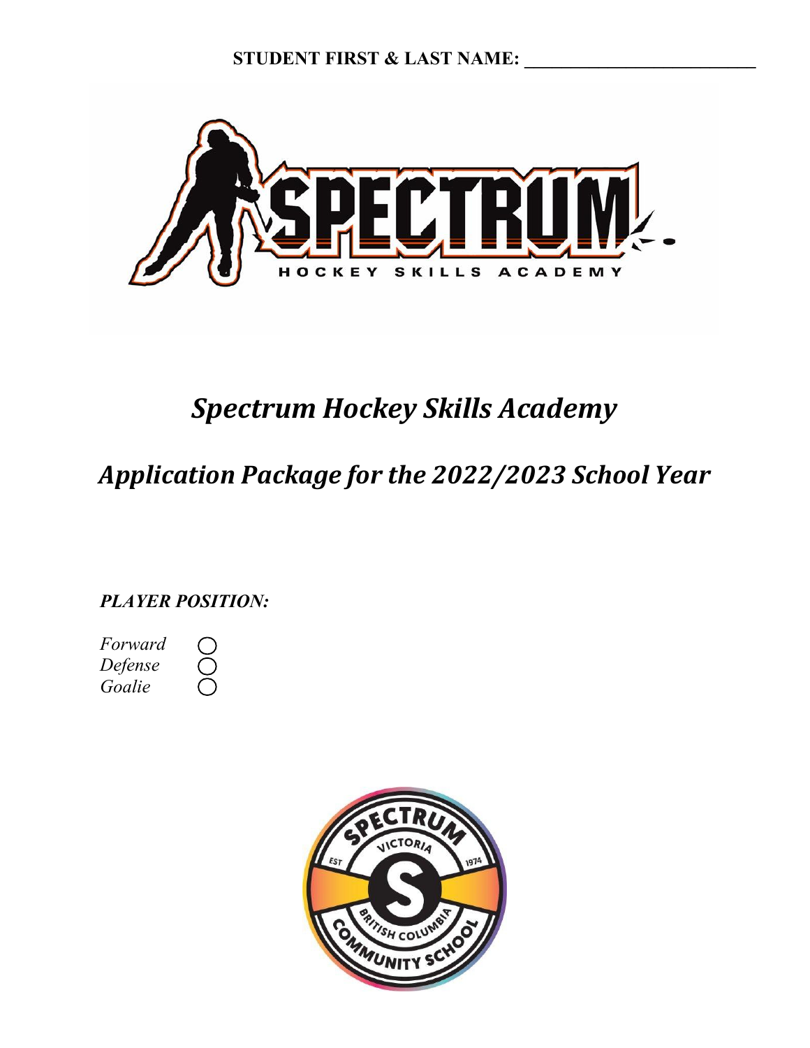**STUDENT FIRST & LAST NAME: ___________________________**

# *Spectrum Hockey Skills Academy*

## *Application Package for the 2022/2023 School Year*

***PLAYER POSITION:***

*Forward* ◯
*Defense* ◯
*Goalie* ◯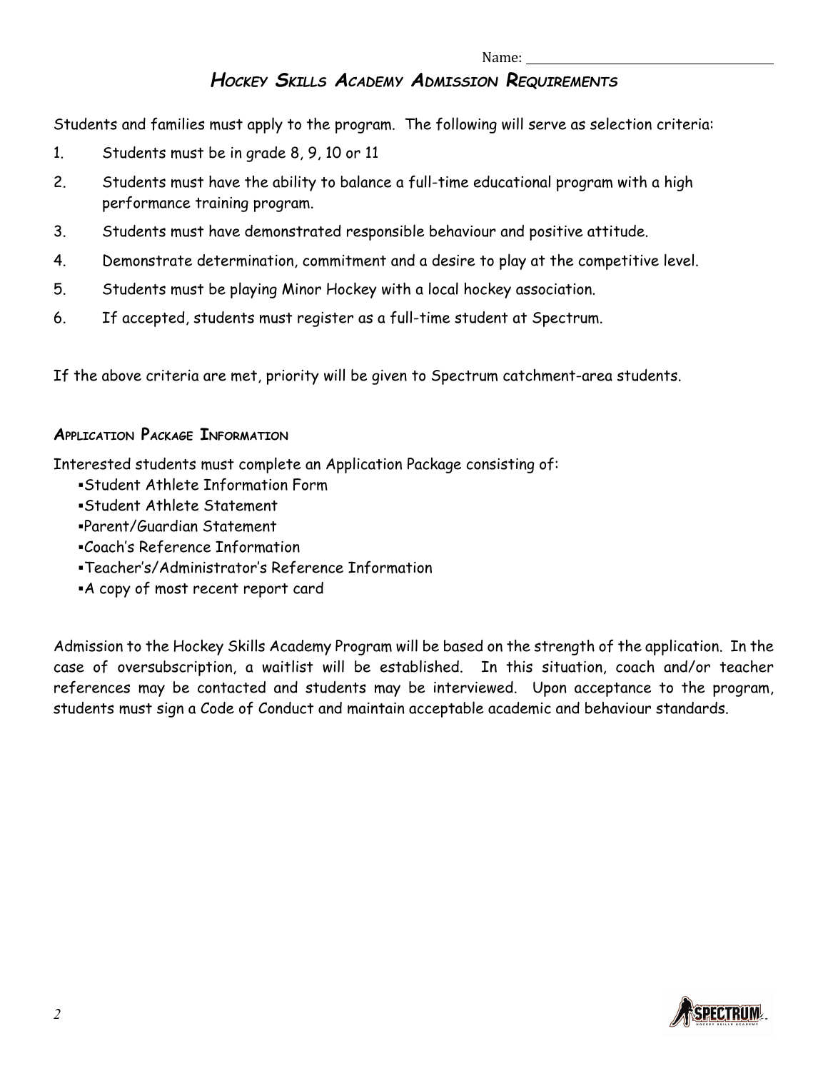Name: \_\_\_\_\_\_\_\_\_\_\_\_\_\_\_\_\_\_\_\_\_\_\_\_\_\_\_\_\_\_\_\_

# Hockey Skills Academy Admission Requirements

Students and families must apply to the program. The following will serve as selection criteria:

1. Students must be in grade 8, 9, 10 or 11
2. Students must have the ability to balance a full-time educational program with a high performance training program.
3. Students must have demonstrated responsible behaviour and positive attitude.
4. Demonstrate determination, commitment and a desire to play at the competitive level.
5. Students must be playing Minor Hockey with a local hockey association.
6. If accepted, students must register as a full-time student at Spectrum.

If the above criteria are met, priority will be given to Spectrum catchment-area students.

## Application Package Information

Interested students must complete an Application Package consisting of:

- Student Athlete Information Form
- Student Athlete Statement
- Parent/Guardian Statement
- Coach's Reference Information
- Teacher's/Administrator's Reference Information
- A copy of most recent report card

Admission to the Hockey Skills Academy Program will be based on the strength of the application. In the case of oversubscription, a waitlist will be established. In this situation, coach and/or teacher references may be contacted and students may be interviewed. Upon acceptance to the program, students must sign a Code of Conduct and maintain acceptable academic and behaviour standards.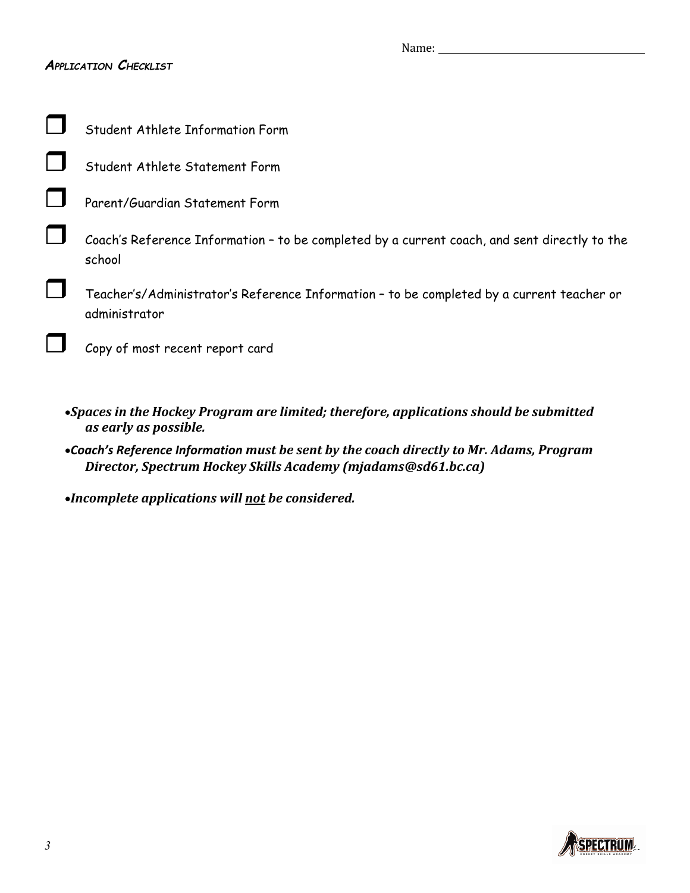Name: ____________________

## *Application Checklist*

- ☐ Student Athlete Information Form
- ☐ Student Athlete Statement Form
- ☐ Parent/Guardian Statement Form
- ☐ Coach's Reference Information – to be completed by a current coach, and sent directly to the school
- ☐ Teacher's/Administrator's Reference Information – to be completed by a current teacher or administrator
- ☐ Copy of most recent report card

- ***Spaces in the Hockey Program are limited; therefore, applications should be submitted as early as possible.***
- ***Coach's Reference Information must be sent by the coach directly to Mr. Adams, Program Director, Spectrum Hockey Skills Academy (mjadams@sd61.bc.ca)***
- ***Incomplete applications will <u>not</u> be considered.***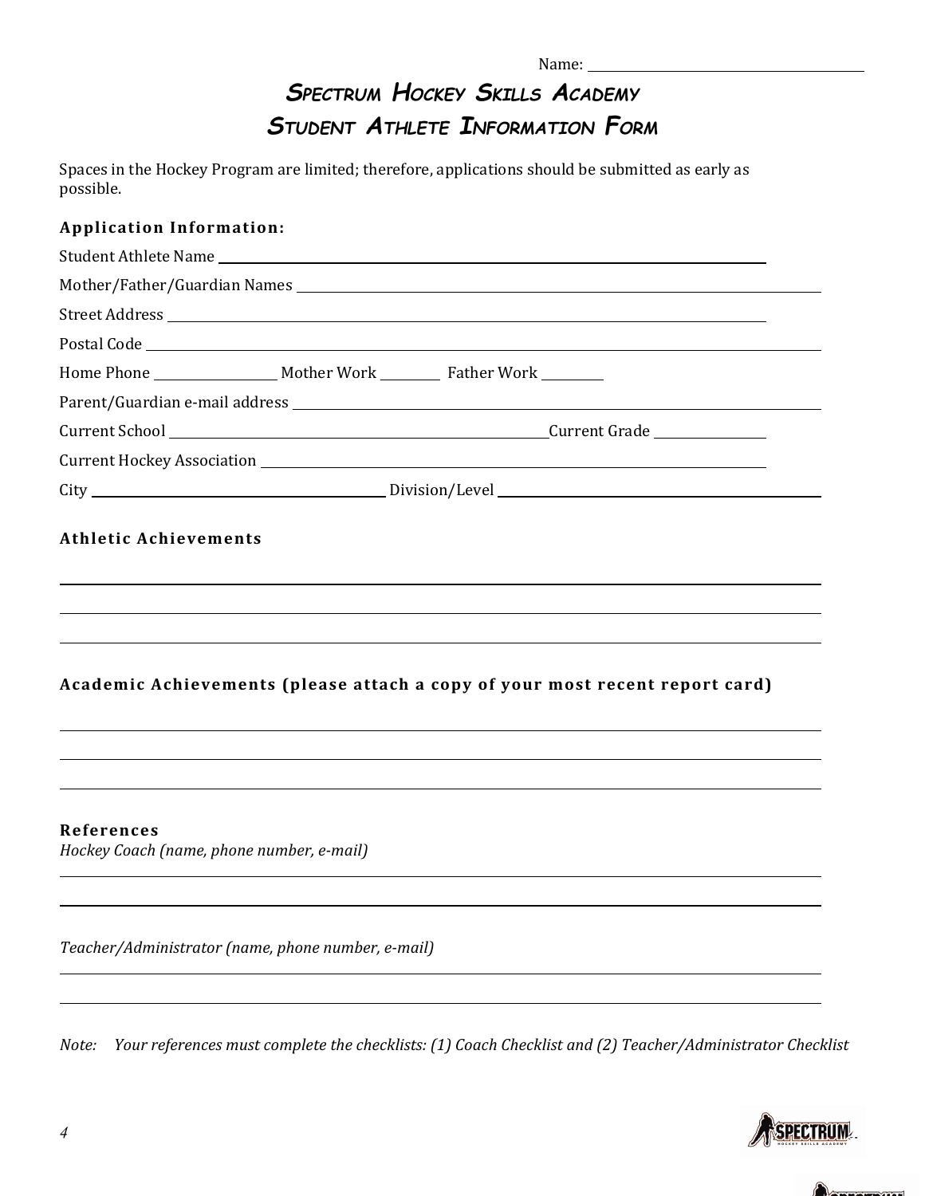Name: ______________________________

# Spectrum Hockey Skills Academy
## Student Athlete Information Form

Spaces in the Hockey Program are limited; therefore, applications should be submitted as early as possible.

**Application Information:**

Student Athlete Name ______________________________

Mother/Father/Guardian Names ______________________________

Street Address ______________________________

Postal Code ______________________________

Home Phone ____________ Mother Work ________ Father Work ________

Parent/Guardian e-mail address ______________________________

Current School ______________________________ Current Grade ____________

Current Hockey Association ______________________________

City ______________________________ Division/Level ______________________________

**Athletic Achievements**

______________________________

______________________________

______________________________

**Academic Achievements (please attach a copy of your most recent report card)**

______________________________

______________________________

______________________________

**References**

*Hockey Coach (name, phone number, e-mail)*

______________________________

______________________________

*Teacher/Administrator (name, phone number, e-mail)*

______________________________

______________________________

*Note: Your references must complete the checklists: (1) Coach Checklist and (2) Teacher/Administrator Checklist*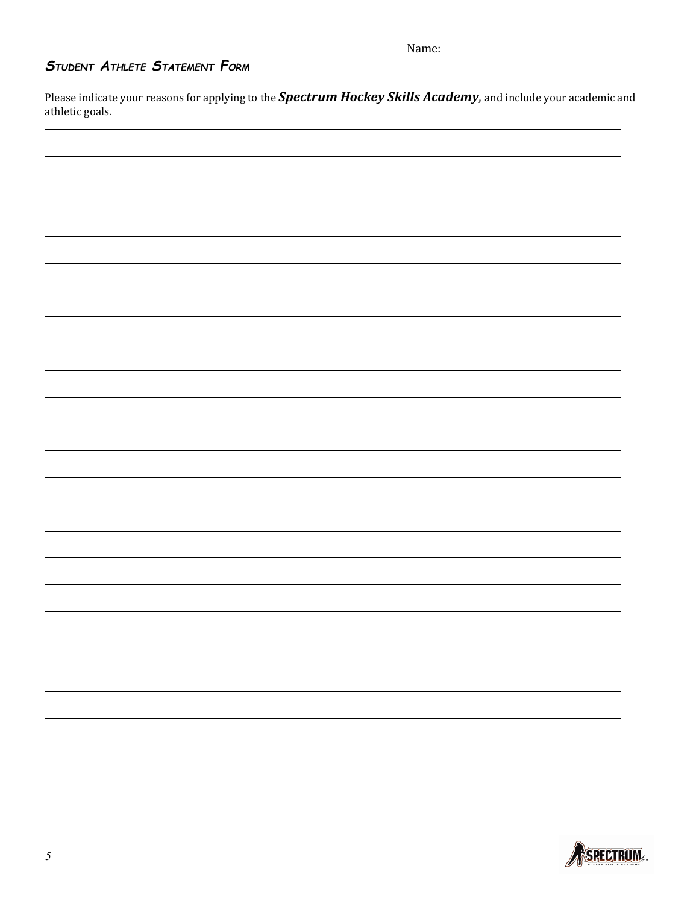Name: ________________________________

### Student Athlete Statement Form

Please indicate your reasons for applying to the ***Spectrum Hockey Skills Academy***, and include your academic and athletic goals.

________________________________________________________________________________

________________________________________________________________________________

________________________________________________________________________________

________________________________________________________________________________

________________________________________________________________________________

________________________________________________________________________________

________________________________________________________________________________

________________________________________________________________________________

________________________________________________________________________________

________________________________________________________________________________

________________________________________________________________________________

________________________________________________________________________________

________________________________________________________________________________

________________________________________________________________________________

________________________________________________________________________________

________________________________________________________________________________

________________________________________________________________________________

________________________________________________________________________________

________________________________________________________________________________

________________________________________________________________________________

________________________________________________________________________________

________________________________________________________________________________

________________________________________________________________________________

________________________________________________________________________________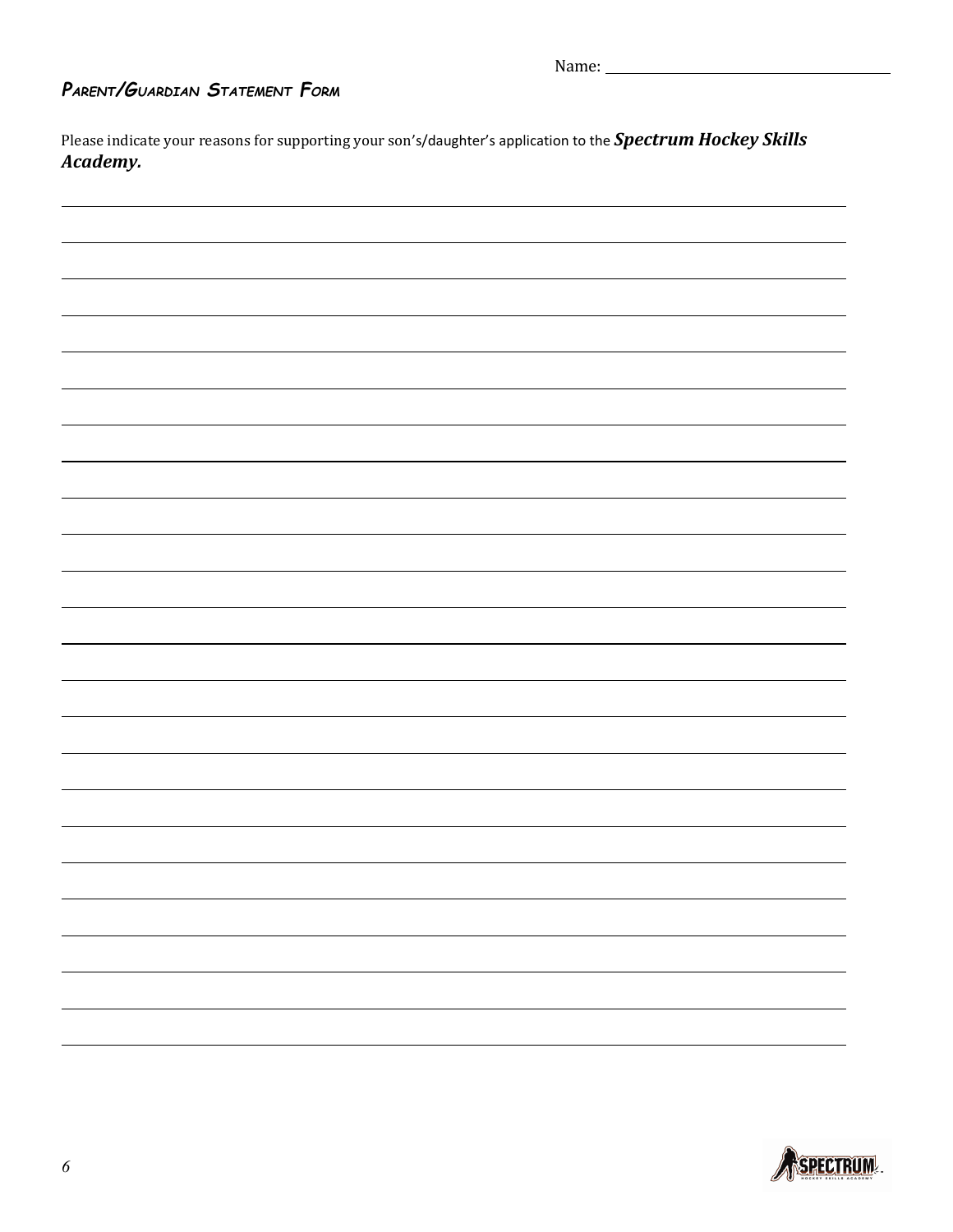Name: ______________________________

## PARENT/GUARDIAN STATEMENT FORM

Please indicate your reasons for supporting your son's/daughter's application to the ***Spectrum Hockey Skills Academy.***

______________________________________________________________________________

______________________________________________________________________________

______________________________________________________________________________

______________________________________________________________________________

______________________________________________________________________________

______________________________________________________________________________

______________________________________________________________________________

______________________________________________________________________________

______________________________________________________________________________

______________________________________________________________________________

______________________________________________________________________________

______________________________________________________________________________

______________________________________________________________________________

______________________________________________________________________________

______________________________________________________________________________

______________________________________________________________________________

______________________________________________________________________________

______________________________________________________________________________

______________________________________________________________________________

______________________________________________________________________________

______________________________________________________________________________

______________________________________________________________________________

______________________________________________________________________________

______________________________________________________________________________

______________________________________________________________________________

______________________________________________________________________________

______________________________________________________________________________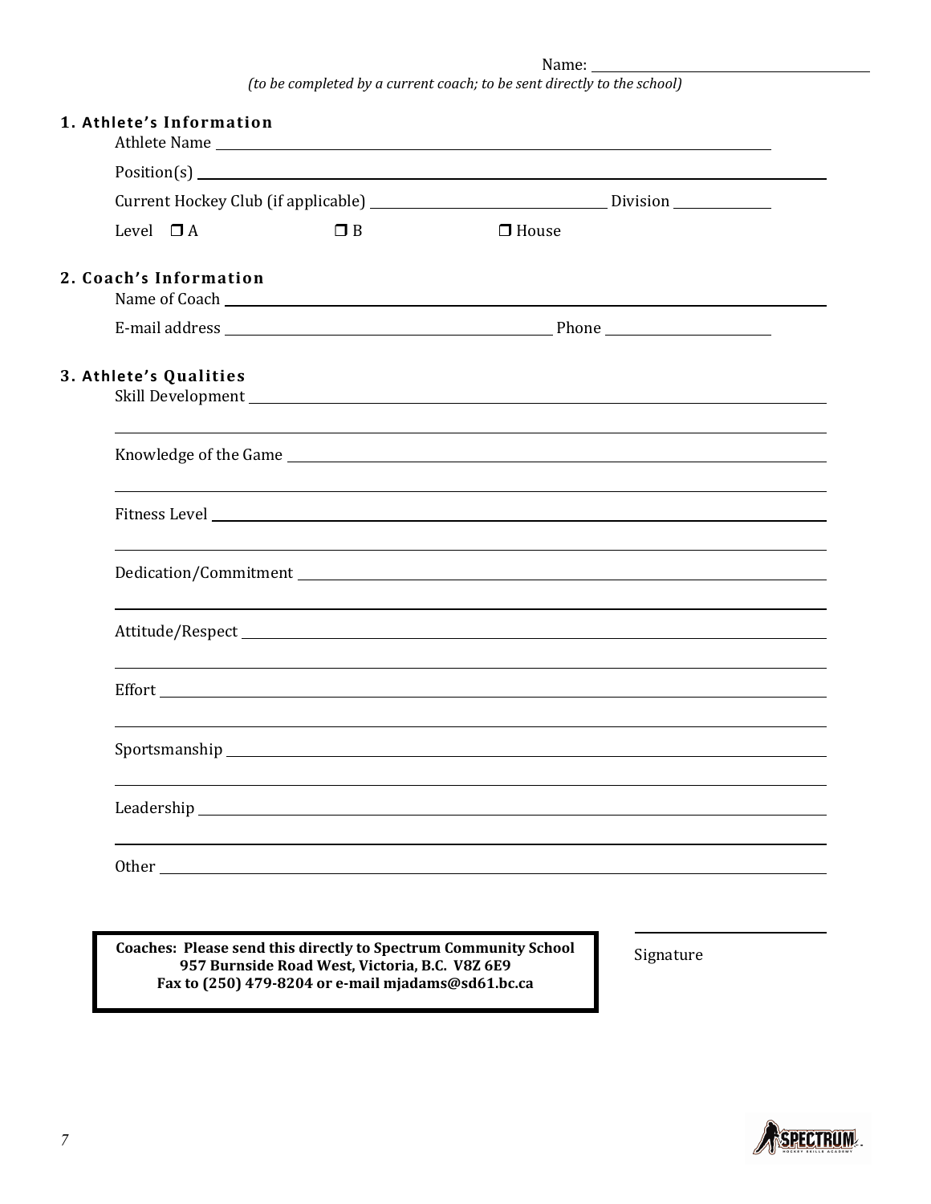Name: \_\_\_\_\_\_\_\_\_\_\_\_\_\_\_\_\_\_\_\_

*(to be completed by a current coach; to be sent directly to the school)*

## 1. Athlete's Information

Athlete Name \_\_\_\_\_\_\_\_\_\_\_\_\_\_\_\_\_\_\_\_

Position(s) \_\_\_\_\_\_\_\_\_\_\_\_\_\_\_\_\_\_\_\_

Current Hockey Club (if applicable) \_\_\_\_\_\_\_\_\_\_\_\_\_\_\_\_\_\_\_\_ Division \_\_\_\_\_\_\_\_\_\_

Level ☐ A ☐ B ☐ House

## 2. Coach's Information

Name of Coach \_\_\_\_\_\_\_\_\_\_\_\_\_\_\_\_\_\_\_\_

E-mail address \_\_\_\_\_\_\_\_\_\_\_\_\_\_\_\_\_\_\_\_ Phone \_\_\_\_\_\_\_\_\_\_

## 3. Athlete's Qualities

Skill Development \_\_\_\_\_\_\_\_\_\_\_\_\_\_\_\_\_\_\_\_

Knowledge of the Game \_\_\_\_\_\_\_\_\_\_\_\_\_\_\_\_\_\_\_\_

Fitness Level \_\_\_\_\_\_\_\_\_\_\_\_\_\_\_\_\_\_\_\_

Dedication/Commitment \_\_\_\_\_\_\_\_\_\_\_\_\_\_\_\_\_\_\_\_

Attitude/Respect \_\_\_\_\_\_\_\_\_\_\_\_\_\_\_\_\_\_\_\_

Effort \_\_\_\_\_\_\_\_\_\_\_\_\_\_\_\_\_\_\_\_

Sportsmanship \_\_\_\_\_\_\_\_\_\_\_\_\_\_\_\_\_\_\_\_

Leadership \_\_\_\_\_\_\_\_\_\_\_\_\_\_\_\_\_\_\_\_

Other \_\_\_\_\_\_\_\_\_\_\_\_\_\_\_\_\_\_\_\_

**Coaches: Please send this directly to Spectrum Community School**
**957 Burnside Road West, Victoria, B.C. V8Z 6E9**
**Fax to (250) 479-8204 or e-mail mjadams@sd61.bc.ca**

\_\_\_\_\_\_\_\_\_\_\_\_\_\_\_\_\_\_\_\_

Signature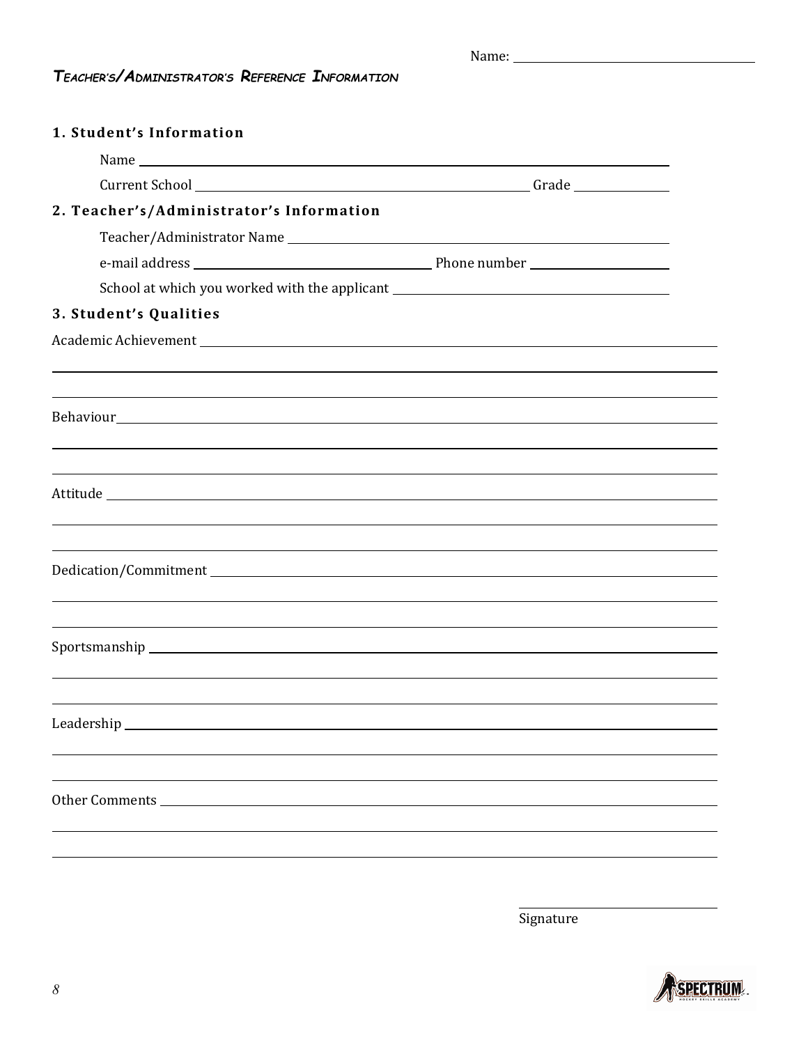Name: ______________________________

***Teacher's/Administrator's Reference Information***

## 1. Student's Information

Name ______________________________________________

Current School ______________________________ Grade __________

## 2. Teacher's/Administrator's Information

Teacher/Administrator Name ______________________________

e-mail address ____________________ Phone number ______________

School at which you worked with the applicant ______________________________

## 3. Student's Qualities

Academic Achievement ______________________________________________

______________________________________________

______________________________________________

Behaviour ______________________________________________

______________________________________________

______________________________________________

Attitude ______________________________________________

______________________________________________

______________________________________________

Dedication/Commitment ______________________________________________

______________________________________________

______________________________________________

Sportsmanship ______________________________________________

______________________________________________

______________________________________________

Leadership ______________________________________________

______________________________________________

______________________________________________

Other Comments ______________________________________________

______________________________________________

______________________________________________

______________________________

Signature